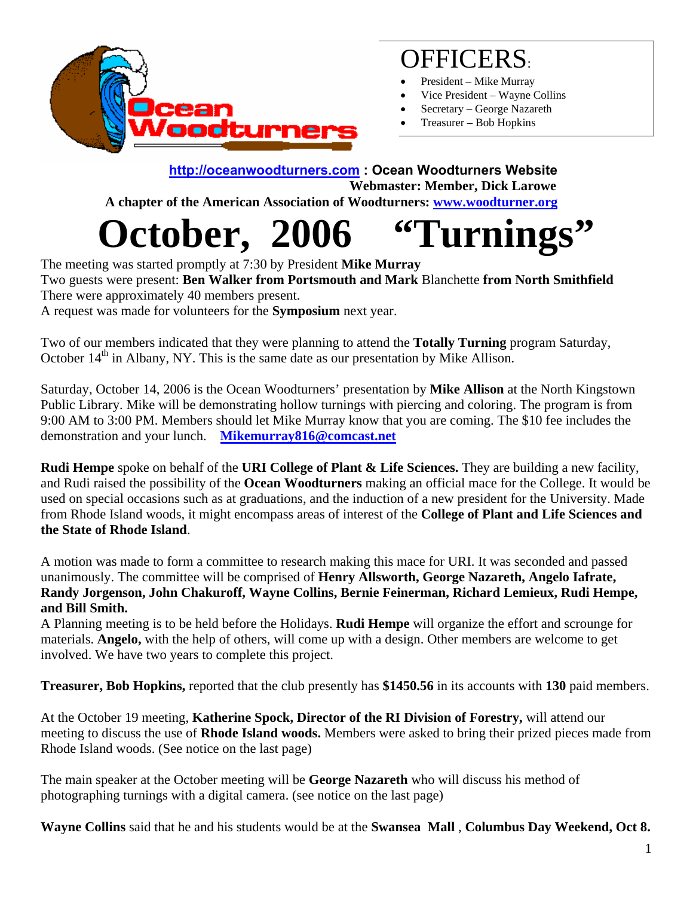Ocean Woodturners

## OFFICERS:

- President – Mike Murray
- Vice President – Wayne Collins
- Secretary – George Nazareth
- Treasurer – Bob Hopkins

**http://oceanwoodturners.com : Ocean Woodturners Website**
**Webmaster: Member, Dick Larowe**
**A chapter of the American Association of Woodturners: www.woodturner.org**

# October, 2006 "Turnings"

The meeting was started promptly at 7:30 by President **Mike Murray**
Two guests were present: **Ben Walker from Portsmouth and Mark** Blanchette **from North Smithfield**
There were approximately 40 members present.
A request was made for volunteers for the **Symposium** next year.

Two of our members indicated that they were planning to attend the **Totally Turning** program Saturday, October 14th in Albany, NY. This is the same date as our presentation by Mike Allison.

Saturday, October 14, 2006 is the Ocean Woodturners' presentation by **Mike Allison** at the North Kingstown Public Library. Mike will be demonstrating hollow turnings with piercing and coloring. The program is from 9:00 AM to 3:00 PM. Members should let Mike Murray know that you are coming. The $10 fee includes the demonstration and your lunch. **Mikemurray816@comcast.net**

**Rudi Hempe** spoke on behalf of the **URI College of Plant & Life Sciences.** They are building a new facility, and Rudi raised the possibility of the **Ocean Woodturners** making an official mace for the College. It would be used on special occasions such as at graduations, and the induction of a new president for the University. Made from Rhode Island woods, it might encompass areas of interest of the **College of Plant and Life Sciences and the State of Rhode Island**.

A motion was made to form a committee to research making this mace for URI. It was seconded and passed unanimously. The committee will be comprised of **Henry Allsworth, George Nazareth, Angelo Iafrate, Randy Jorgenson, John Chakuroff, Wayne Collins, Bernie Feinerman, Richard Lemieux, Rudi Hempe, and Bill Smith.**
A Planning meeting is to be held before the Holidays. **Rudi Hempe** will organize the effort and scrounge for materials. **Angelo,** with the help of others, will come up with a design. Other members are welcome to get involved. We have two years to complete this project.

**Treasurer, Bob Hopkins,** reported that the club presently has **$1450.56** in its accounts with **130** paid members.

At the October 19 meeting, **Katherine Spock, Director of the RI Division of Forestry,** will attend our meeting to discuss the use of **Rhode Island woods.** Members were asked to bring their prized pieces made from Rhode Island woods. (See notice on the last page)

The main speaker at the October meeting will be **George Nazareth** who will discuss his method of photographing turnings with a digital camera. (see notice on the last page)

**Wayne Collins** said that he and his students would be at the **Swansea Mall** , **Columbus Day Weekend, Oct 8.**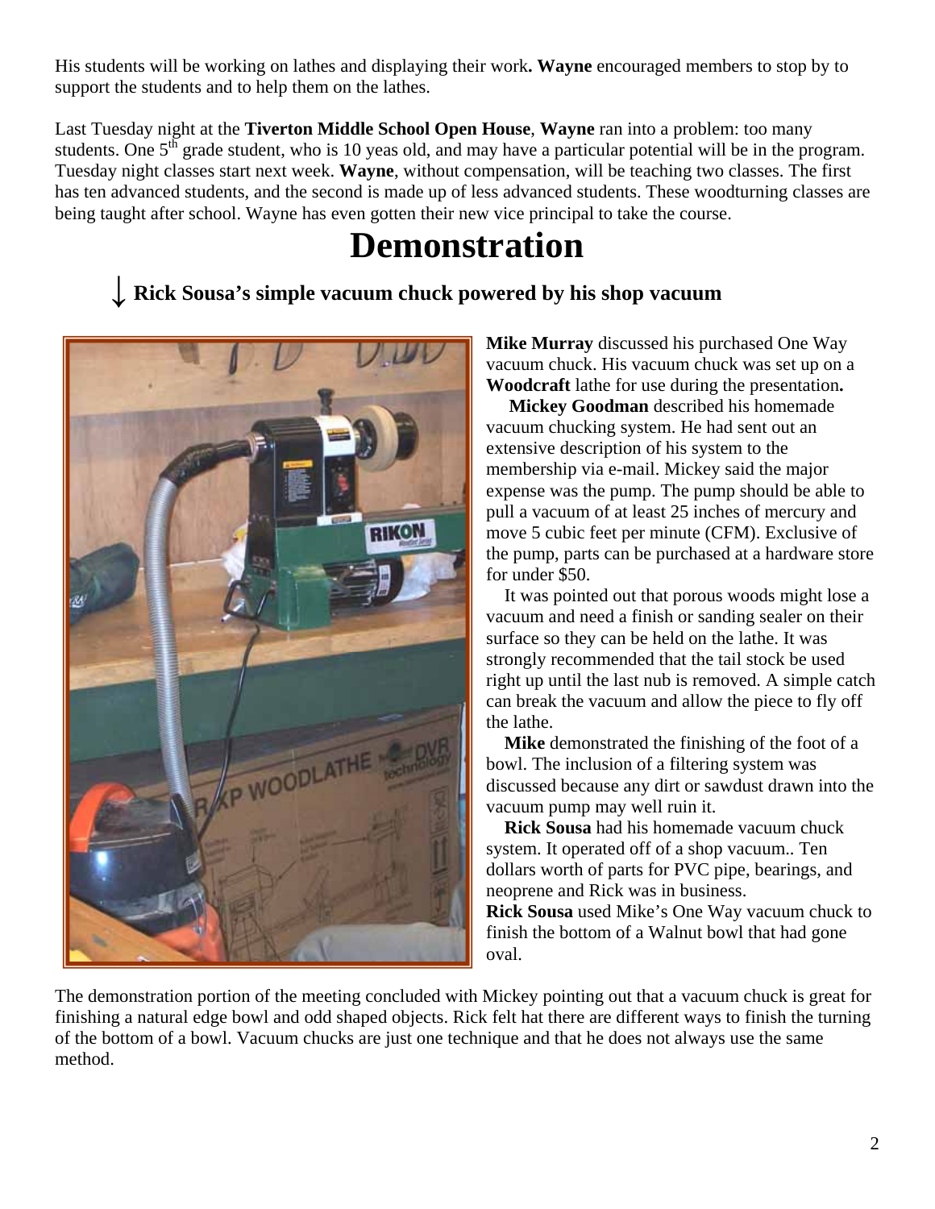His students will be working on lathes and displaying their work**. Wayne** encouraged members to stop by to support the students and to help them on the lathes.

Last Tuesday night at the **Tiverton Middle School Open House**, **Wayne** ran into a problem: too many students. One 5th grade student, who is 10 yeas old, and may have a particular potential will be in the program. Tuesday night classes start next week. **Wayne**, without compensation, will be teaching two classes. The first has ten advanced students, and the second is made up of less advanced students. These woodturning classes are being taught after school. Wayne has even gotten their new vice principal to take the course.

# Demonstration

### ↓ Rick Sousa's simple vacuum chuck powered by his shop vacuum

**Mike Murray** discussed his purchased One Way vacuum chuck. His vacuum chuck was set up on a **Woodcraft** lathe for use during the presentation**.**

**Mickey Goodman** described his homemade vacuum chucking system. He had sent out an extensive description of his system to the membership via e-mail. Mickey said the major expense was the pump. The pump should be able to pull a vacuum of at least 25 inches of mercury and move 5 cubic feet per minute (CFM). Exclusive of the pump, parts can be purchased at a hardware store for under $50.

It was pointed out that porous woods might lose a vacuum and need a finish or sanding sealer on their surface so they can be held on the lathe. It was strongly recommended that the tail stock be used right up until the last nub is removed. A simple catch can break the vacuum and allow the piece to fly off the lathe.

**Mike** demonstrated the finishing of the foot of a bowl. The inclusion of a filtering system was discussed because any dirt or sawdust drawn into the vacuum pump may well ruin it.

**Rick Sousa** had his homemade vacuum chuck system. It operated off of a shop vacuum.. Ten dollars worth of parts for PVC pipe, bearings, and neoprene and Rick was in business.

**Rick Sousa** used Mike's One Way vacuum chuck to finish the bottom of a Walnut bowl that had gone oval.

The demonstration portion of the meeting concluded with Mickey pointing out that a vacuum chuck is great for finishing a natural edge bowl and odd shaped objects. Rick felt hat there are different ways to finish the turning of the bottom of a bowl. Vacuum chucks are just one technique and that he does not always use the same method.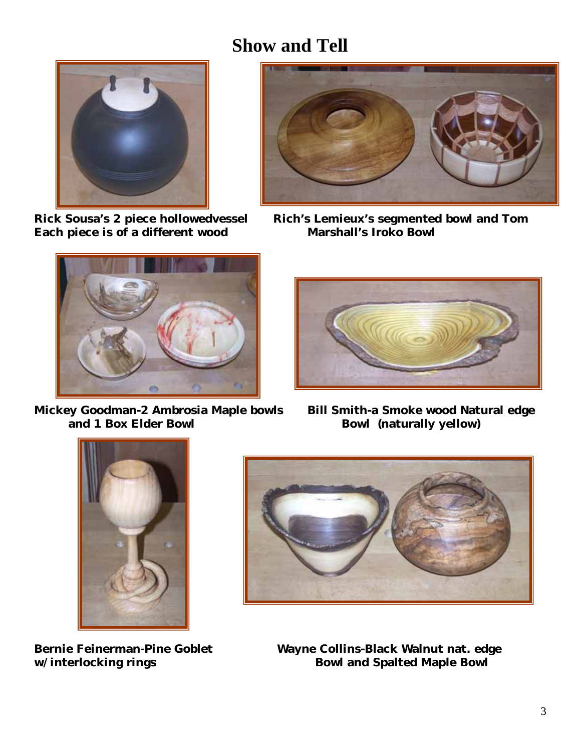# Show and Tell

**Rick Sousa's 2 piece hollowedvessel Each piece is of a different wood**

**Rich's Lemieux's segmented bowl and Tom Marshall's Iroko Bowl**

**Mickey Goodman-2 Ambrosia Maple bowls and 1 Box Elder Bowl**

**Bill Smith-a Smoke wood Natural edge Bowl (naturally yellow)**

**Bernie Feinerman-Pine Goblet w/interlocking rings**

**Wayne Collins-Black Walnut nat. edge Bowl and Spalted Maple Bowl**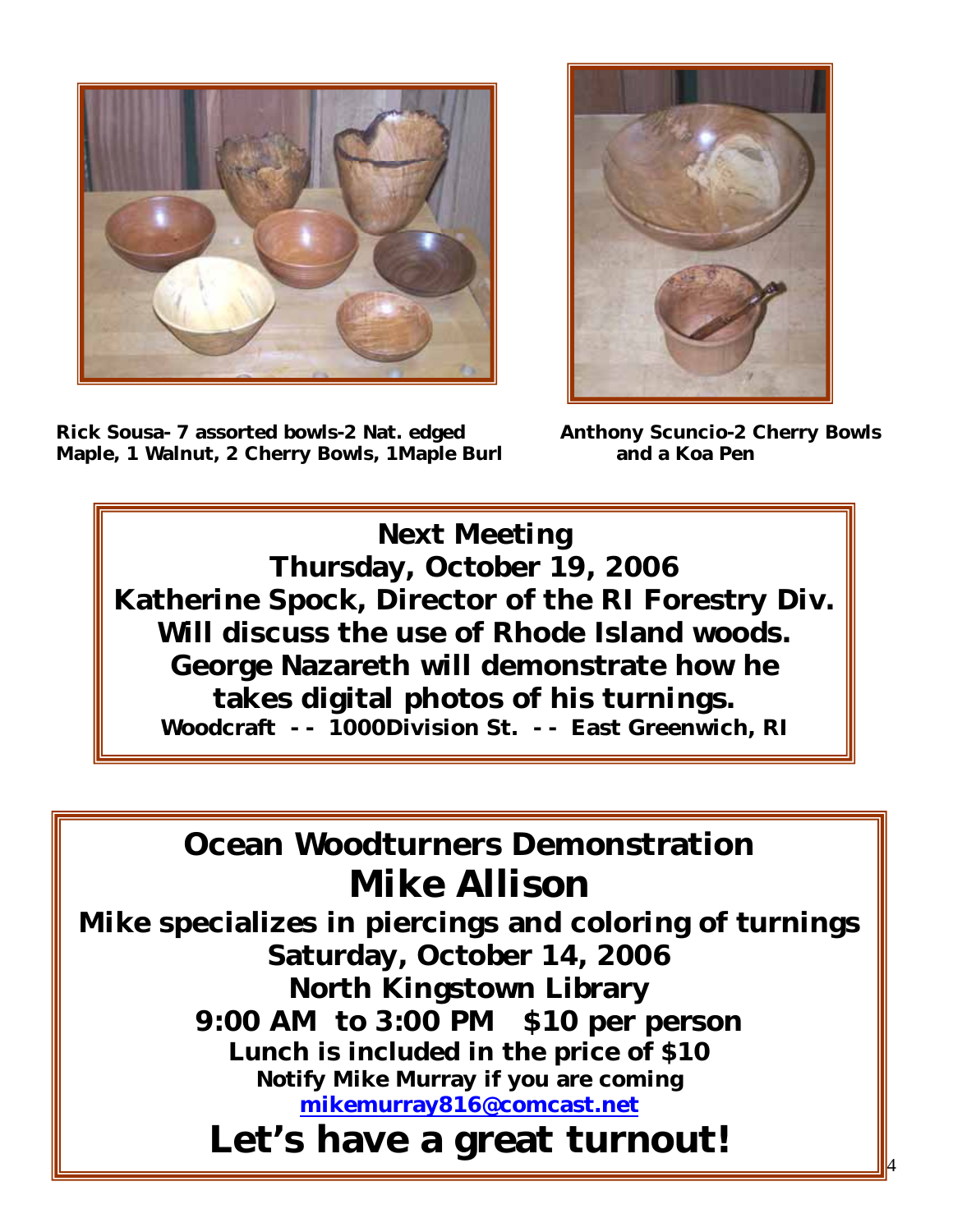**Rick Sousa- 7 assorted bowls-2 Nat. edged Maple, 1 Walnut, 2 Cherry Bowls, 1Maple Burl**

**Anthony Scuncio-2 Cherry Bowls and a Koa Pen**

**Next Meeting**
**Thursday, October 19, 2006**
**Katherine Spock, Director of the RI Forestry Div.**
**Will discuss the use of Rhode Island woods.**
**George Nazareth will demonstrate how he takes digital photos of his turnings.**
**Woodcraft -- 1000Division St. -- East Greenwich, RI**

## Ocean Woodturners Demonstration

# Mike Allison

**Mike specializes in piercings and coloring of turnings**
**Saturday, October 14, 2006**
**North Kingstown Library**
**9:00 AM to 3:00 PM $10 per person**
**Lunch is included in the price of $10**
**Notify Mike Murray if you are coming**
**mikemurray816@comcast.net**

# Let's have a great turnout!